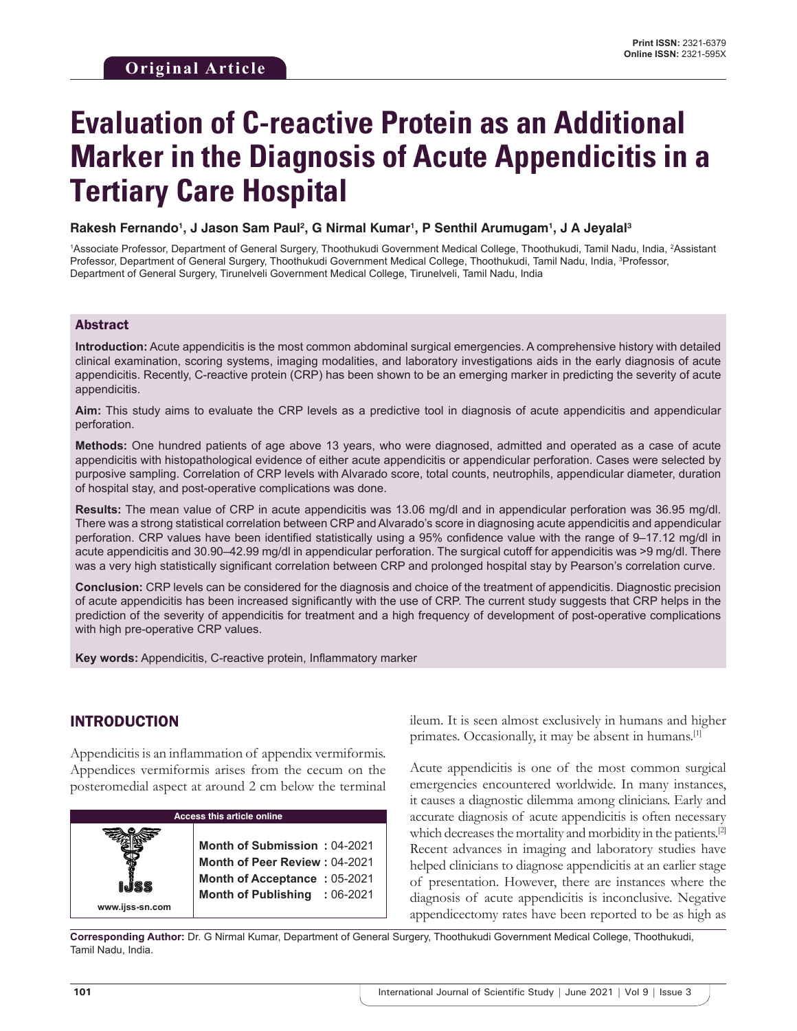Original Article

# Evaluation of C-reactive Protein as an Additional Marker in the Diagnosis of Acute Appendicitis in a Tertiary Care Hospital

**Rakesh Fernando[1], J Jason Sam Paul[2], G Nirmal Kumar[1], P Senthil Arumugam[1], J A Jeyalal[3]**

[1]Associate Professor, Department of General Surgery, Thoothukudi Government Medical College, Thoothukudi, Tamil Nadu, India, [2]Assistant Professor, Department of General Surgery, Thoothukudi Government Medical College, Thoothukudi, Tamil Nadu, India, [3]Professor, Department of General Surgery, Tirunelveli Government Medical College, Tirunelveli, Tamil Nadu, India

## Abstract

**Introduction:** Acute appendicitis is the most common abdominal surgical emergencies. A comprehensive history with detailed clinical examination, scoring systems, imaging modalities, and laboratory investigations aids in the early diagnosis of acute appendicitis. Recently, C-reactive protein (CRP) has been shown to be an emerging marker in predicting the severity of acute appendicitis.

**Aim:** This study aims to evaluate the CRP levels as a predictive tool in diagnosis of acute appendicitis and appendicular perforation.

**Methods:** One hundred patients of age above 13 years, who were diagnosed, admitted and operated as a case of acute appendicitis with histopathological evidence of either acute appendicitis or appendicular perforation. Cases were selected by purposive sampling. Correlation of CRP levels with Alvarado score, total counts, neutrophils, appendicular diameter, duration of hospital stay, and post-operative complications was done.

**Results:** The mean value of CRP in acute appendicitis was 13.06 mg/dl and in appendicular perforation was 36.95 mg/dl. There was a strong statistical correlation between CRP and Alvarado's score in diagnosing acute appendicitis and appendicular perforation. CRP values have been identified statistically using a 95% confidence value with the range of 9–17.12 mg/dl in acute appendicitis and 30.90–42.99 mg/dl in appendicular perforation. The surgical cutoff for appendicitis was >9 mg/dl. There was a very high statistically significant correlation between CRP and prolonged hospital stay by Pearson's correlation curve.

**Conclusion:** CRP levels can be considered for the diagnosis and choice of the treatment of appendicitis. Diagnostic precision of acute appendicitis has been increased significantly with the use of CRP. The current study suggests that CRP helps in the prediction of the severity of appendicitis for treatment and a high frequency of development of post-operative complications with high pre-operative CRP values.

**Key words:** Appendicitis, C-reactive protein, Inflammatory marker

## INTRODUCTION

Appendicitis is an inflammation of appendix vermiformis. Appendices vermiformis arises from the cecum on the posteromedial aspect at around 2 cm below the terminal ileum. It is seen almost exclusively in humans and higher primates. Occasionally, it may be absent in humans.[1]

Acute appendicitis is one of the most common surgical emergencies encountered worldwide. In many instances, it causes a diagnostic dilemma among clinicians. Early and accurate diagnosis of acute appendicitis is often necessary which decreases the mortality and morbidity in the patients.[2] Recent advances in imaging and laboratory studies have helped clinicians to diagnose appendicitis at an earlier stage of presentation. However, there are instances where the diagnosis of acute appendicitis is inconclusive. Negative appendicectomy rates have been reported to be as high as

| Access this article online | |
|---|---|
| www.ijss-sn.com | **Month of Submission :** 04-2021<br>**Month of Peer Review :** 04-2021<br>**Month of Acceptance :** 05-2021<br>**Month of Publishing :** 06-2021 |

**Corresponding Author:** Dr. G Nirmal Kumar, Department of General Surgery, Thoothukudi Government Medical College, Thoothukudi, Tamil Nadu, India.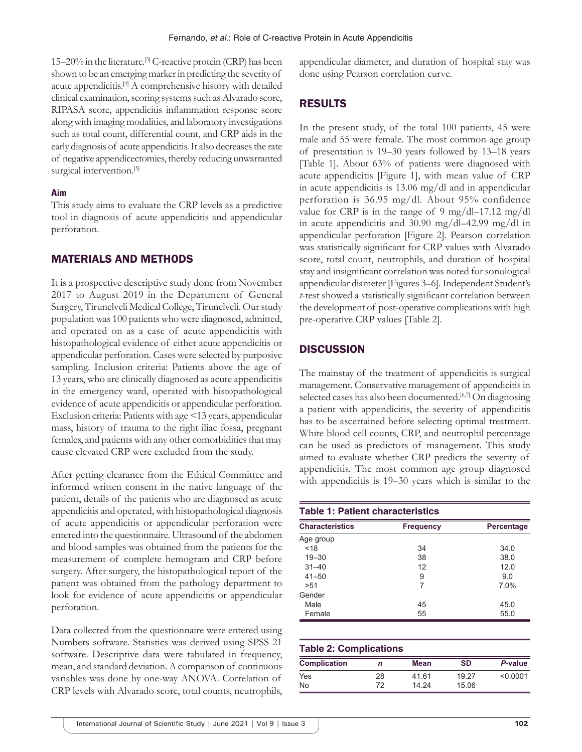15–20% in the literature.[3] C-reactive protein (CRP) has been shown to be an emerging marker in predicting the severity of acute appendicitis.[4] A comprehensive history with detailed clinical examination, scoring systems such as Alvarado score, RIPASA score, appendicitis inflammation response score along with imaging modalities, and laboratory investigations such as total count, differential count, and CRP aids in the early diagnosis of acute appendicitis. It also decreases the rate of negative appendicectomies, thereby reducing unwarranted surgical intervention.[5]

### Aim

This study aims to evaluate the CRP levels as a predictive tool in diagnosis of acute appendicitis and appendicular perforation.

## MATERIALS AND METHODS

It is a prospective descriptive study done from November 2017 to August 2019 in the Department of General Surgery, Tirunelveli Medical College, Tirunelveli. Our study population was 100 patients who were diagnosed, admitted, and operated on as a case of acute appendicitis with histopathological evidence of either acute appendicitis or appendicular perforation. Cases were selected by purposive sampling. Inclusion criteria: Patients above the age of 13 years, who are clinically diagnosed as acute appendicitis in the emergency ward, operated with histopathological evidence of acute appendicitis or appendicular perforation. Exclusion criteria: Patients with age <13 years, appendicular mass, history of trauma to the right iliac fossa, pregnant females, and patients with any other comorbidities that may cause elevated CRP were excluded from the study.

After getting clearance from the Ethical Committee and informed written consent in the native language of the patient, details of the patients who are diagnosed as acute appendicitis and operated, with histopathological diagnosis of acute appendicitis or appendicular perforation were entered into the questionnaire. Ultrasound of the abdomen and blood samples was obtained from the patients for the measurement of complete hemogram and CRP before surgery. After surgery, the histopathological report of the patient was obtained from the pathology department to look for evidence of acute appendicitis or appendicular perforation.

Data collected from the questionnaire were entered using Numbers software. Statistics was derived using SPSS 21 software. Descriptive data were tabulated in frequency, mean, and standard deviation. A comparison of continuous variables was done by one-way ANOVA. Correlation of CRP levels with Alvarado score, total counts, neutrophils, appendicular diameter, and duration of hospital stay was done using Pearson correlation curve.

## RESULTS

In the present study, of the total 100 patients, 45 were male and 55 were female. The most common age group of presentation is 19–30 years followed by 13–18 years [Table 1]. About 63% of patients were diagnosed with acute appendicitis [Figure 1], with mean value of CRP in acute appendicitis is 13.06 mg/dl and in appendicular perforation is 36.95 mg/dl. About 95% confidence value for CRP is in the range of 9 mg/dl–17.12 mg/dl in acute appendicitis and 30.90 mg/dl–42.99 mg/dl in appendicular perforation [Figure 2]. Pearson correlation was statistically significant for CRP values with Alvarado score, total count, neutrophils, and duration of hospital stay and insignificant correlation was noted for sonological appendicular diameter [Figures 3–6]. Independent Student's *t*-test showed a statistically significant correlation between the development of post-operative complications with high pre-operative CRP values [Table 2].

## DISCUSSION

The mainstay of the treatment of appendicitis is surgical management. Conservative management of appendicitis in selected cases has also been documented.[6,7] On diagnosing a patient with appendicitis, the severity of appendicitis has to be ascertained before selecting optimal treatment. White blood cell counts, CRP, and neutrophil percentage can be used as predictors of management. This study aimed to evaluate whether CRP predicts the severity of appendicitis. The most common age group diagnosed with appendicitis is 19–30 years which is similar to the

**Table 1: Patient characteristics**

| Characteristics | Frequency | Percentage |
|---|---|---|
| Age group | | |
| <18 | 34 | 34.0 |
| 19–30 | 38 | 38.0 |
| 31–40 | 12 | 12.0 |
| 41–50 | 9 | 9.0 |
| >51 | 7 | 7.0% |
| Gender | | |
| Male | 45 | 45.0 |
| Female | 55 | 55.0 |

**Table 2: Complications**

| Complication | *n* | Mean | SD | *P*-value |
|---|---|---|---|---|
| Yes | 28 | 41.61 | 19.27 | <0.0001 |
| No | 72 | 14.24 | 15.06 | |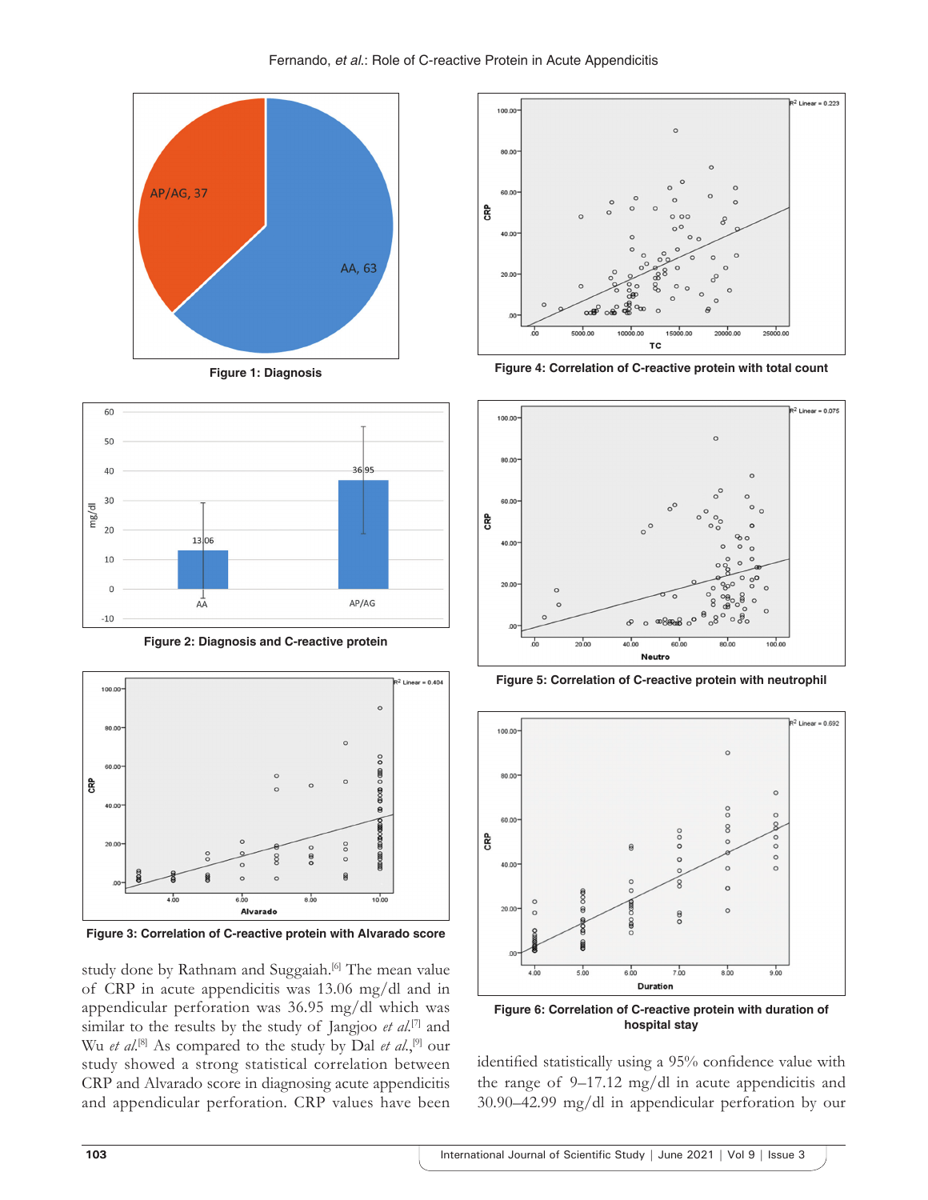Figure 1: Diagnosis

Figure 2: Diagnosis and C-reactive protein

Figure 3: Correlation of C-reactive protein with Alvarado score

Figure 4: Correlation of C-reactive protein with total count

Figure 5: Correlation of C-reactive protein with neutrophil

Figure 6: Correlation of C-reactive protein with duration of hospital stay

study done by Rathnam and Suggaiah.[6] The mean value of CRP in acute appendicitis was 13.06 mg/dl and in appendicular perforation was 36.95 mg/dl which was similar to the results by the study of Jangjoo *et al.*[7] and Wu *et al.*[8] As compared to the study by Dal *et al.*,[9] our study showed a strong statistical correlation between CRP and Alvarado score in diagnosing acute appendicitis and appendicular perforation. CRP values have been identified statistically using a 95% confidence value with the range of 9–17.12 mg/dl in acute appendicitis and 30.90–42.99 mg/dl in appendicular perforation by our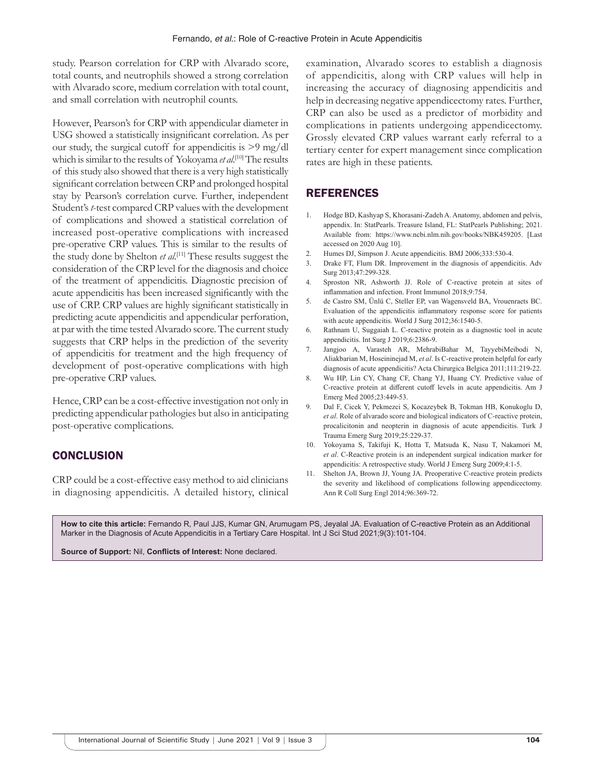study. Pearson correlation for CRP with Alvarado score, total counts, and neutrophils showed a strong correlation with Alvarado score, medium correlation with total count, and small correlation with neutrophil counts.

However, Pearson's for CRP with appendicular diameter in USG showed a statistically insignificant correlation. As per our study, the surgical cutoff for appendicitis is >9 mg/dl which is similar to the results of Yokoyama *et al*.[10] The results of this study also showed that there is a very high statistically significant correlation between CRP and prolonged hospital stay by Pearson's correlation curve. Further, independent Student's *t*-test compared CRP values with the development of complications and showed a statistical correlation of increased post-operative complications with increased pre-operative CRP values. This is similar to the results of the study done by Shelton *et al*.[11] These results suggest the consideration of the CRP level for the diagnosis and choice of the treatment of appendicitis. Diagnostic precision of acute appendicitis has been increased significantly with the use of CRP. CRP values are highly significant statistically in predicting acute appendicitis and appendicular perforation, at par with the time tested Alvarado score. The current study suggests that CRP helps in the prediction of the severity of appendicitis for treatment and the high frequency of development of post-operative complications with high pre-operative CRP values.

Hence, CRP can be a cost-effective investigation not only in predicting appendicular pathologies but also in anticipating post-operative complications.

## CONCLUSION

CRP could be a cost-effective easy method to aid clinicians in diagnosing appendicitis. A detailed history, clinical examination, Alvarado scores to establish a diagnosis of appendicitis, along with CRP values will help in increasing the accuracy of diagnosing appendicitis and help in decreasing negative appendicectomy rates. Further, CRP can also be used as a predictor of morbidity and complications in patients undergoing appendicectomy. Grossly elevated CRP values warrant early referral to a tertiary center for expert management since complication rates are high in these patients.

## REFERENCES

1. Hodge BD, Kashyap S, Khorasani-Zadeh A. Anatomy, abdomen and pelvis, appendix. In: StatPearls. Treasure Island, FL: StatPearls Publishing; 2021. Available from: https://www.ncbi.nlm.nih.gov/books/NBK459205. [Last accessed on 2020 Aug 10].
2. Humes DJ, Simpson J. Acute appendicitis. BMJ 2006;333:530-4.
3. Drake FT, Flum DR. Improvement in the diagnosis of appendicitis. Adv Surg 2013;47:299-328.
4. Sproston NR, Ashworth JJ. Role of C-reactive protein at sites of inflammation and infection. Front Immunol 2018;9:754.
5. de Castro SM, Ünlü C, Steller EP, van Wagensveld BA, Vrouenraets BC. Evaluation of the appendicitis inflammatory response score for patients with acute appendicitis. World J Surg 2012;36:1540-5.
6. Rathnam U, Suggaiah L. C-reactive protein as a diagnostic tool in acute appendicitis. Int Surg J 2019;6:2386-9.
7. Jangjoo A, Varasteh AR, MehrabiBahar M, TayyebiMeibodi N, Aliakbarian M, Hoseininejad M, *et al*. Is C-reactive protein helpful for early diagnosis of acute appendicitis? Acta Chirurgica Belgica 2011;111:219-22.
8. Wu HP, Lin CY, Chang CF, Chang YJ, Huang CY. Predictive value of C-reactive protein at different cutoff levels in acute appendicitis. Am J Emerg Med 2005;23:449-53.
9. Dal F, Cicek Y, Pekmezci S, Kocazeybek B, Tokman HB, Konukoglu D, *et al*. Role of alvarado score and biological indicators of C-reactive protein, procalicitonin and neopterin in diagnosis of acute appendicitis. Turk J Trauma Emerg Surg 2019;25:229-37.
10. Yokoyama S, Takifuji K, Hotta T, Matsuda K, Nasu T, Nakamori M, *et al*. C-Reactive protein is an independent surgical indication marker for appendicitis: A retrospective study. World J Emerg Surg 2009;4:1-5.
11. Shelton JA, Brown JJ, Young JA. Preoperative C-reactive protein predicts the severity and likelihood of complications following appendicectomy. Ann R Coll Surg Engl 2014;96:369-72.

**How to cite this article:** Fernando R, Paul JJS, Kumar GN, Arumugam PS, Jeyalal JA. Evaluation of C-reactive Protein as an Additional Marker in the Diagnosis of Acute Appendicitis in a Tertiary Care Hospital. Int J Sci Stud 2021;9(3):101-104.

**Source of Support:** Nil, **Conflicts of Interest:** None declared.